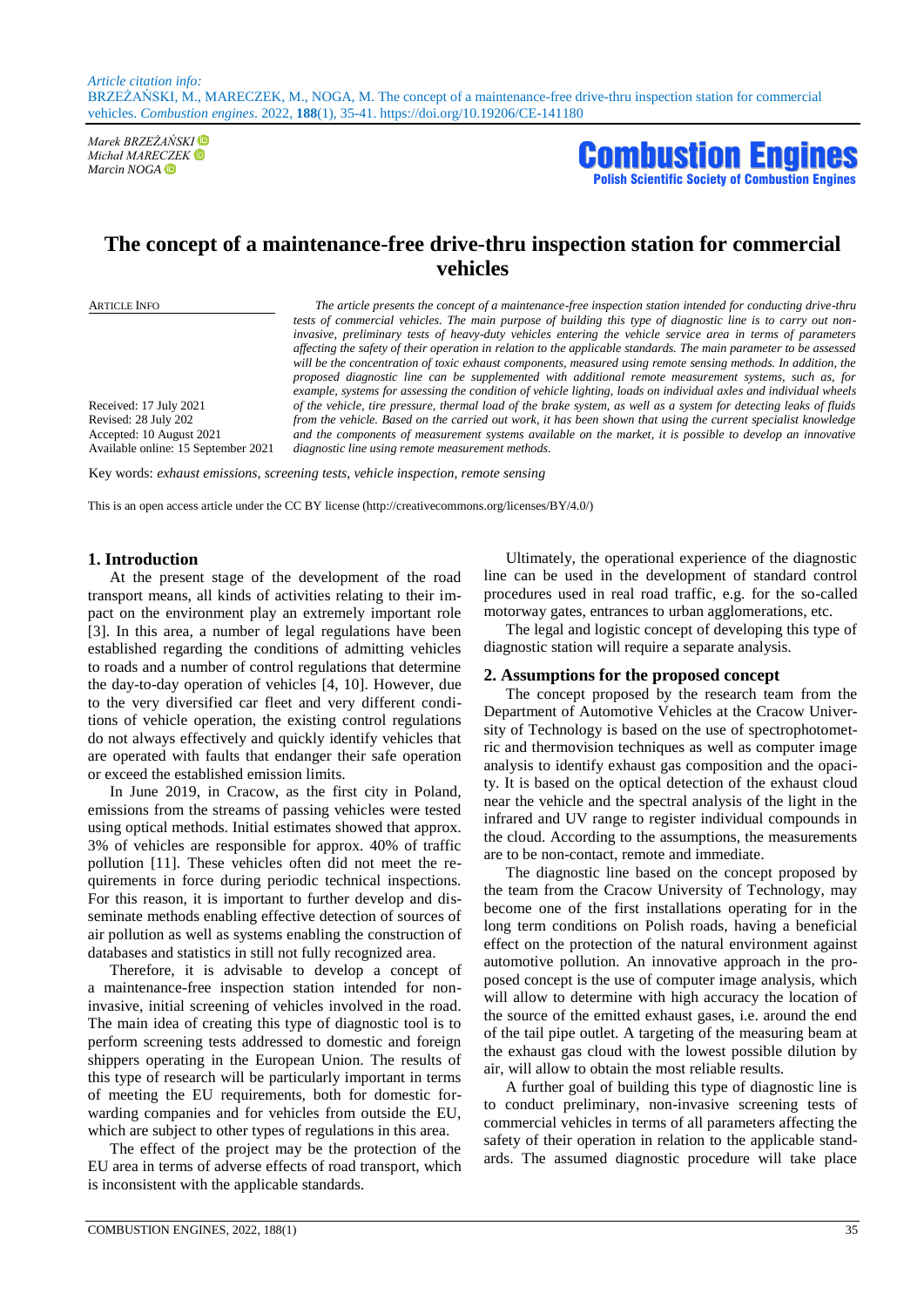*Article citation info:*
BRZEŻAŃSKI, M., MARECZEK, M., NOGA, M. The concept of a maintenance-free drive-thru inspection station for commercial vehicles. *Combustion engines*. 2022, **188**(1), 35-41. https://doi.org/10.19206/CE-141180

*Marek BRZEŻAŃSKI*
*Michał MARECZEK*
*Marcin NOGA*

**Combustion Engines**
**Polish Scientific Society of Combustion Engines**

# The concept of a maintenance-free drive-thru inspection station for commercial vehicles

ARTICLE INFO

Received: 17 July 2021
Revised: 28 July 202
Accepted: 10 August 2021
Available online: 15 September 2021

*The article presents the concept of a maintenance-free inspection station intended for conducting drive-thru tests of commercial vehicles. The main purpose of building this type of diagnostic line is to carry out non-invasive, preliminary tests of heavy-duty vehicles entering the vehicle service area in terms of parameters affecting the safety of their operation in relation to the applicable standards. The main parameter to be assessed will be the concentration of toxic exhaust components, measured using remote sensing methods. In addition, the proposed diagnostic line can be supplemented with additional remote measurement systems, such as, for example, systems for assessing the condition of vehicle lighting, loads on individual axles and individual wheels of the vehicle, tire pressure, thermal load of the brake system, as well as a system for detecting leaks of fluids from the vehicle. Based on the carried out work, it has been shown that using the current specialist knowledge and the components of measurement systems available on the market, it is possible to develop an innovative diagnostic line using remote measurement methods.*

Key words: *exhaust emissions, screening tests, vehicle inspection, remote sensing*

This is an open access article under the CC BY license (http://creativecommons.org/licenses/BY/4.0/)

## 1. Introduction

At the present stage of the development of the road transport means, all kinds of activities relating to their impact on the environment play an extremely important role [3]. In this area, a number of legal regulations have been established regarding the conditions of admitting vehicles to roads and a number of control regulations that determine the day-to-day operation of vehicles [4, 10]. However, due to the very diversified car fleet and very different conditions of vehicle operation, the existing control regulations do not always effectively and quickly identify vehicles that are operated with faults that endanger their safe operation or exceed the established emission limits.

In June 2019, in Cracow, as the first city in Poland, emissions from the streams of passing vehicles were tested using optical methods. Initial estimates showed that approx. 3% of vehicles are responsible for approx. 40% of traffic pollution [11]. These vehicles often did not meet the requirements in force during periodic technical inspections. For this reason, it is important to further develop and disseminate methods enabling effective detection of sources of air pollution as well as systems enabling the construction of databases and statistics in still not fully recognized area.

Therefore, it is advisable to develop a concept of a maintenance-free inspection station intended for non-invasive, initial screening of vehicles involved in the road. The main idea of creating this type of diagnostic tool is to perform screening tests addressed to domestic and foreign shippers operating in the European Union. The results of this type of research will be particularly important in terms of meeting the EU requirements, both for domestic forwarding companies and for vehicles from outside the EU, which are subject to other types of regulations in this area.

The effect of the project may be the protection of the EU area in terms of adverse effects of road transport, which is inconsistent with the applicable standards.

Ultimately, the operational experience of the diagnostic line can be used in the development of standard control procedures used in real road traffic, e.g. for the so-called motorway gates, entrances to urban agglomerations, etc.

The legal and logistic concept of developing this type of diagnostic station will require a separate analysis.

## 2. Assumptions for the proposed concept

The concept proposed by the research team from the Department of Automotive Vehicles at the Cracow University of Technology is based on the use of spectrophotometric and thermovision techniques as well as computer image analysis to identify exhaust gas composition and the opacity. It is based on the optical detection of the exhaust cloud near the vehicle and the spectral analysis of the light in the infrared and UV range to register individual compounds in the cloud. According to the assumptions, the measurements are to be non-contact, remote and immediate.

The diagnostic line based on the concept proposed by the team from the Cracow University of Technology, may become one of the first installations operating for in the long term conditions on Polish roads, having a beneficial effect on the protection of the natural environment against automotive pollution. An innovative approach in the proposed concept is the use of computer image analysis, which will allow to determine with high accuracy the location of the source of the emitted exhaust gases, i.e. around the end of the tail pipe outlet. A targeting of the measuring beam at the exhaust gas cloud with the lowest possible dilution by air, will allow to obtain the most reliable results.

A further goal of building this type of diagnostic line is to conduct preliminary, non-invasive screening tests of commercial vehicles in terms of all parameters affecting the safety of their operation in relation to the applicable standards. The assumed diagnostic procedure will take place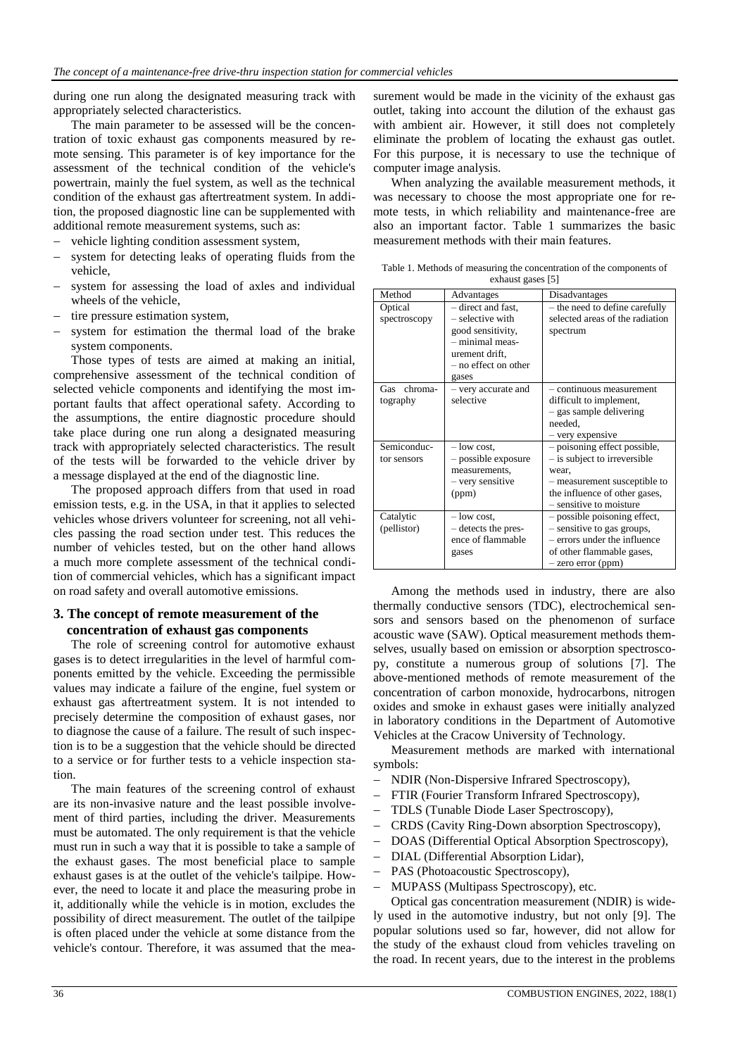during one run along the designated measuring track with appropriately selected characteristics.

The main parameter to be assessed will be the concentration of toxic exhaust gas components measured by remote sensing. This parameter is of key importance for the assessment of the technical condition of the vehicle's powertrain, mainly the fuel system, as well as the technical condition of the exhaust gas aftertreatment system. In addition, the proposed diagnostic line can be supplemented with additional remote measurement systems, such as:

- vehicle lighting condition assessment system,
- system for detecting leaks of operating fluids from the vehicle,
- system for assessing the load of axles and individual wheels of the vehicle,
- tire pressure estimation system,
- system for estimation the thermal load of the brake system components.

Those types of tests are aimed at making an initial, comprehensive assessment of the technical condition of selected vehicle components and identifying the most important faults that affect operational safety. According to the assumptions, the entire diagnostic procedure should take place during one run along a designated measuring track with appropriately selected characteristics. The result of the tests will be forwarded to the vehicle driver by a message displayed at the end of the diagnostic line.

The proposed approach differs from that used in road emission tests, e.g. in the USA, in that it applies to selected vehicles whose drivers volunteer for screening, not all vehicles passing the road section under test. This reduces the number of vehicles tested, but on the other hand allows a much more complete assessment of the technical condition of commercial vehicles, which has a significant impact on road safety and overall automotive emissions.

## 3. The concept of remote measurement of the concentration of exhaust gas components

The role of screening control for automotive exhaust gases is to detect irregularities in the level of harmful components emitted by the vehicle. Exceeding the permissible values may indicate a failure of the engine, fuel system or exhaust gas aftertreatment system. It is not intended to precisely determine the composition of exhaust gases, nor to diagnose the cause of a failure. The result of such inspection is to be a suggestion that the vehicle should be directed to a service or for further tests to a vehicle inspection station.

The main features of the screening control of exhaust are its non-invasive nature and the least possible involvement of third parties, including the driver. Measurements must be automated. The only requirement is that the vehicle must run in such a way that it is possible to take a sample of the exhaust gases. The most beneficial place to sample exhaust gases is at the outlet of the vehicle's tailpipe. However, the need to locate it and place the measuring probe in it, additionally while the vehicle is in motion, excludes the possibility of direct measurement. The outlet of the tailpipe is often placed under the vehicle at some distance from the vehicle's contour. Therefore, it was assumed that the measurement would be made in the vicinity of the exhaust gas outlet, taking into account the dilution of the exhaust gas with ambient air. However, it still does not completely eliminate the problem of locating the exhaust gas outlet. For this purpose, it is necessary to use the technique of computer image analysis.

When analyzing the available measurement methods, it was necessary to choose the most appropriate one for remote tests, in which reliability and maintenance-free are also an important factor. Table 1 summarizes the basic measurement methods with their main features.

Table 1. Methods of measuring the concentration of the components of exhaust gases [5]

| Method | Advantages | Disadvantages |
| --- | --- | --- |
| Optical spectroscopy | – direct and fast,<br>– selective with good sensitivity,<br>– minimal measurement drift,<br>– no effect on other gases | – the need to define carefully selected areas of the radiation spectrum |
| Gas chromatography | – very accurate and selective | – continuous measurement difficult to implement,<br>– gas sample delivering needed,<br>– very expensive |
| Semiconductor sensors | – low cost,<br>– possible exposure measurements,<br>– very sensitive (ppm) | – poisoning effect possible,<br>– is subject to irreversible wear,<br>– measurement susceptible to the influence of other gases,<br>– sensitive to moisture |
| Catalytic (pellistor) | – low cost,<br>– detects the presence of flammable gases | – possible poisoning effect,<br>– sensitive to gas groups,<br>– errors under the influence of other flammable gases,<br>– zero error (ppm) |

Among the methods used in industry, there are also thermally conductive sensors (TDC), electrochemical sensors and sensors based on the phenomenon of surface acoustic wave (SAW). Optical measurement methods themselves, usually based on emission or absorption spectroscopy, constitute a numerous group of solutions [7]. The above-mentioned methods of remote measurement of the concentration of carbon monoxide, hydrocarbons, nitrogen oxides and smoke in exhaust gases were initially analyzed in laboratory conditions in the Department of Automotive Vehicles at the Cracow University of Technology.

Measurement methods are marked with international symbols:

- NDIR (Non-Dispersive Infrared Spectroscopy),
- FTIR (Fourier Transform Infrared Spectroscopy),
- TDLS (Tunable Diode Laser Spectroscopy),
- CRDS (Cavity Ring-Down absorption Spectroscopy),
- DOAS (Differential Optical Absorption Spectroscopy),
- DIAL (Differential Absorption Lidar),
- PAS (Photoacoustic Spectroscopy),
- MUPASS (Multipass Spectroscopy), etc.

Optical gas concentration measurement (NDIR) is widely used in the automotive industry, but not only [9]. The popular solutions used so far, however, did not allow for the study of the exhaust cloud from vehicles traveling on the road. In recent years, due to the interest in the problems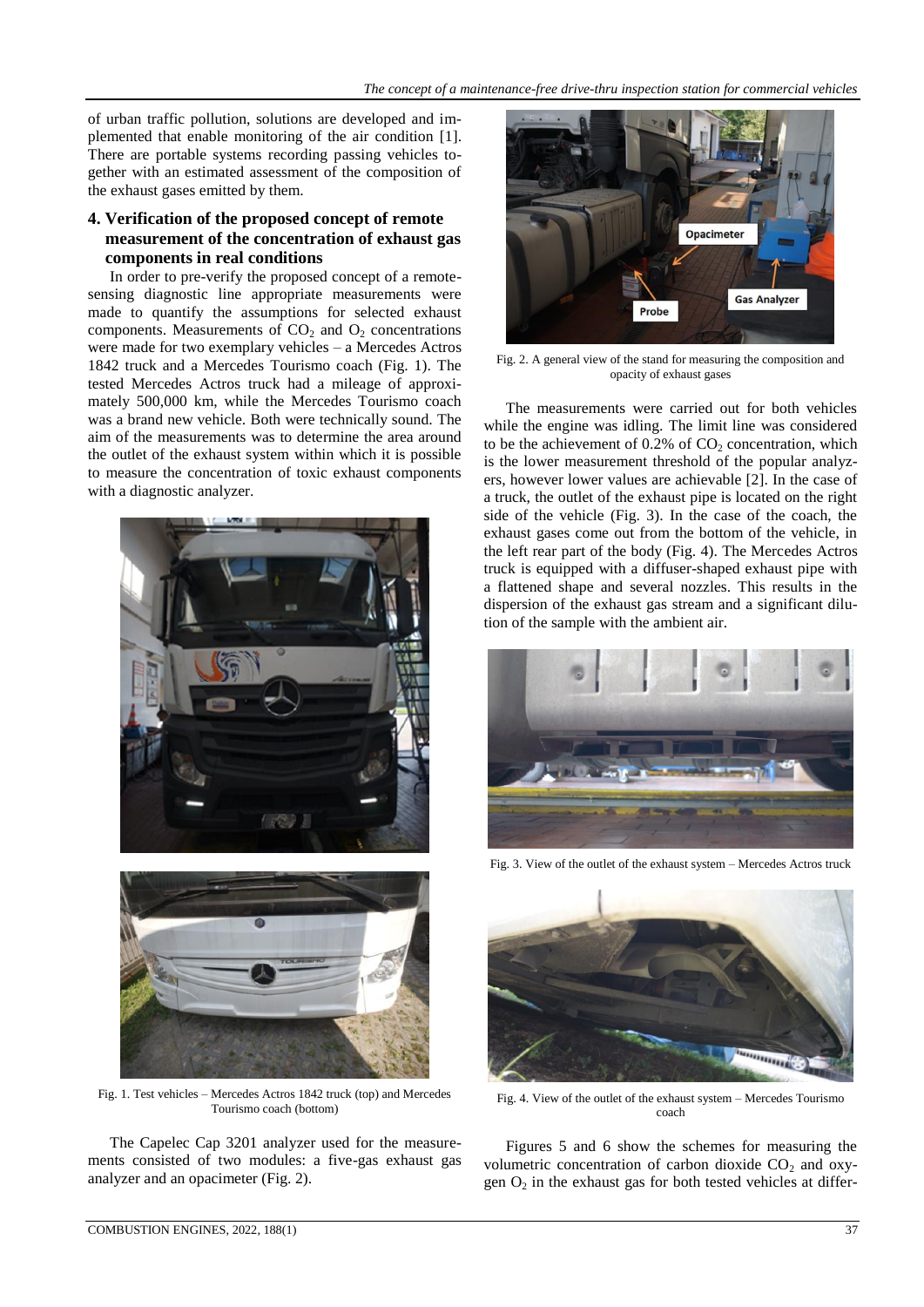of urban traffic pollution, solutions are developed and implemented that enable monitoring of the air condition [1]. There are portable systems recording passing vehicles together with an estimated assessment of the composition of the exhaust gases emitted by them.

## 4. Verification of the proposed concept of remote measurement of the concentration of exhaust gas components in real conditions

In order to pre-verify the proposed concept of a remote-sensing diagnostic line appropriate measurements were made to quantify the assumptions for selected exhaust components. Measurements of $CO_2$ and $O_2$ concentrations were made for two exemplary vehicles – a Mercedes Actros 1842 truck and a Mercedes Tourismo coach (Fig. 1). The tested Mercedes Actros truck had a mileage of approximately 500,000 km, while the Mercedes Tourismo coach was a brand new vehicle. Both were technically sound. The aim of the measurements was to determine the area around the outlet of the exhaust system within which it is possible to measure the concentration of toxic exhaust components with a diagnostic analyzer.

Fig. 1. Test vehicles – Mercedes Actros 1842 truck (top) and Mercedes Tourismo coach (bottom)

The Capelec Cap 3201 analyzer used for the measurements consisted of two modules: a five-gas exhaust gas analyzer and an opacimeter (Fig. 2).

Fig. 2. A general view of the stand for measuring the composition and opacity of exhaust gases

The measurements were carried out for both vehicles while the engine was idling. The limit line was considered to be the achievement of 0.2% of $CO_2$ concentration, which is the lower measurement threshold of the popular analyzers, however lower values are achievable [2]. In the case of a truck, the outlet of the exhaust pipe is located on the right side of the vehicle (Fig. 3). In the case of the coach, the exhaust gases come out from the bottom of the vehicle, in the left rear part of the body (Fig. 4). The Mercedes Actros truck is equipped with a diffuser-shaped exhaust pipe with a flattened shape and several nozzles. This results in the dispersion of the exhaust gas stream and a significant dilution of the sample with the ambient air.

Fig. 3. View of the outlet of the exhaust system – Mercedes Actros truck

Fig. 4. View of the outlet of the exhaust system – Mercedes Tourismo coach

Figures 5 and 6 show the schemes for measuring the volumetric concentration of carbon dioxide $CO_2$ and oxygen $O_2$ in the exhaust gas for both tested vehicles at differ-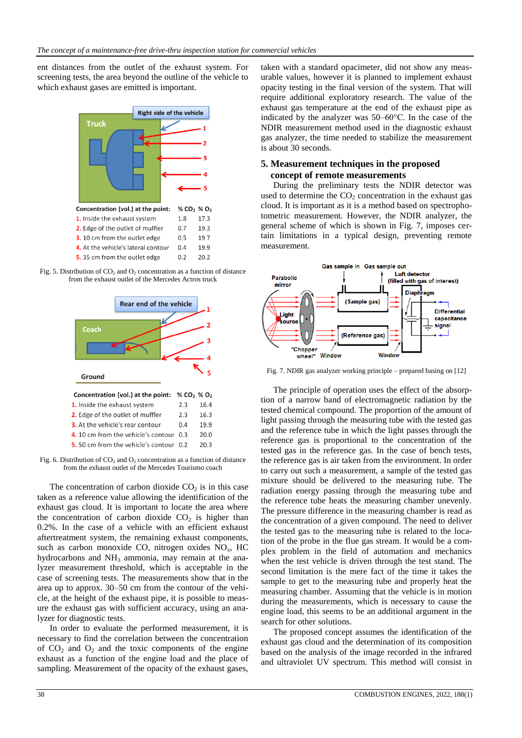ent distances from the outlet of the exhaust system. For screening tests, the area beyond the outline of the vehicle to which exhaust gases are emitted is important.

| Concentration (vol.) at the point: | % $CO_2$ | % $O_2$ |
|---|---|---|
| 1. Inside the exhaust system | 1.8 | 17.3 |
| 2. Edge of the outlet of muffler | 0.7 | 19.3 |
| 3. 10 cm from the outlet edge | 0.5 | 19.7 |
| 4. At the vehicle's lateral contour | 0.4 | 19.9 |
| 5. 35 cm from the outlet edge | 0.2 | 20.2 |

Fig. 5. Distribution of $CO_2$ and $O_2$ concentration as a function of distance from the exhaust outlet of the Mercedes Actros truck

| Concentration (vol.) at the point: | % $CO_2$ | % $O_2$ |
|---|---|---|
| 1. Inside the exhaust system | 2.3 | 16.4 |
| 2. Edge of the outlet of muffler | 2.3 | 16.3 |
| 3. At the vehicle's rear contour | 0.4 | 19.9 |
| 4. 10 cm from the vehicle's contour | 0.3 | 20.0 |
| 5. 50 cm from the vehicle's contour | 0.2 | 20.3 |

Fig. 6. Distribution of $CO_2$ and $O_2$ concentration as a function of distance from the exhaust outlet of the Mercedes Tourismo coach

The concentration of carbon dioxide $CO_2$ is in this case taken as a reference value allowing the identification of the exhaust gas cloud. It is important to locate the area where the concentration of carbon dioxide $CO_2$ is higher than 0.2%. In the case of a vehicle with an efficient exhaust aftertreatment system, the remaining exhaust components, such as carbon monoxide CO, nitrogen oxides $NO_x$, HC hydrocarbons and $NH_3$ ammonia, may remain at the analyzer measurement threshold, which is acceptable in the case of screening tests. The measurements show that in the area up to approx. 30–50 cm from the contour of the vehicle, at the height of the exhaust pipe, it is possible to measure the exhaust gas with sufficient accuracy, using an analyzer for diagnostic tests.

In order to evaluate the performed measurement, it is necessary to find the correlation between the concentration of $CO_2$ and $O_2$ and the toxic components of the engine exhaust as a function of the engine load and the place of sampling. Measurement of the opacity of the exhaust gases, taken with a standard opacimeter, did not show any measurable values, however it is planned to implement exhaust opacity testing in the final version of the system. That will require additional exploratory research. The value of the exhaust gas temperature at the end of the exhaust pipe as indicated by the analyzer was 50–60°C. In the case of the NDIR measurement method used in the diagnostic exhaust gas analyzer, the time needed to stabilize the measurement is about 30 seconds.

## 5. Measurement techniques in the proposed concept of remote measurements

During the preliminary tests the NDIR detector was used to determine the $CO_2$ concentration in the exhaust gas cloud. It is important as it is a method based on spectrophotometric measurement. However, the NDIR analyzer, the general scheme of which is shown in Fig. 7, imposes certain limitations in a typical design, preventing remote measurement.

Fig. 7. NDIR gas analyzer working principle – prepared basing on [12]

The principle of operation uses the effect of the absorption of a narrow band of electromagnetic radiation by the tested chemical compound. The proportion of the amount of light passing through the measuring tube with the tested gas and the reference tube in which the light passes through the reference gas is proportional to the concentration of the tested gas in the reference gas. In the case of bench tests, the reference gas is air taken from the environment. In order to carry out such a measurement, a sample of the tested gas mixture should be delivered to the measuring tube. The radiation energy passing through the measuring tube and the reference tube heats the measuring chamber unevenly. The pressure difference in the measuring chamber is read as the concentration of a given compound. The need to deliver the tested gas to the measuring tube is related to the location of the probe in the flue gas stream. It would be a complex problem in the field of automation and mechanics when the test vehicle is driven through the test stand. The second limitation is the mere fact of the time it takes the sample to get to the measuring tube and properly heat the measuring chamber. Assuming that the vehicle is in motion during the measurements, which is necessary to cause the engine load, this seems to be an additional argument in the search for other solutions.

The proposed concept assumes the identification of the exhaust gas cloud and the determination of its composition based on the analysis of the image recorded in the infrared and ultraviolet UV spectrum. This method will consist in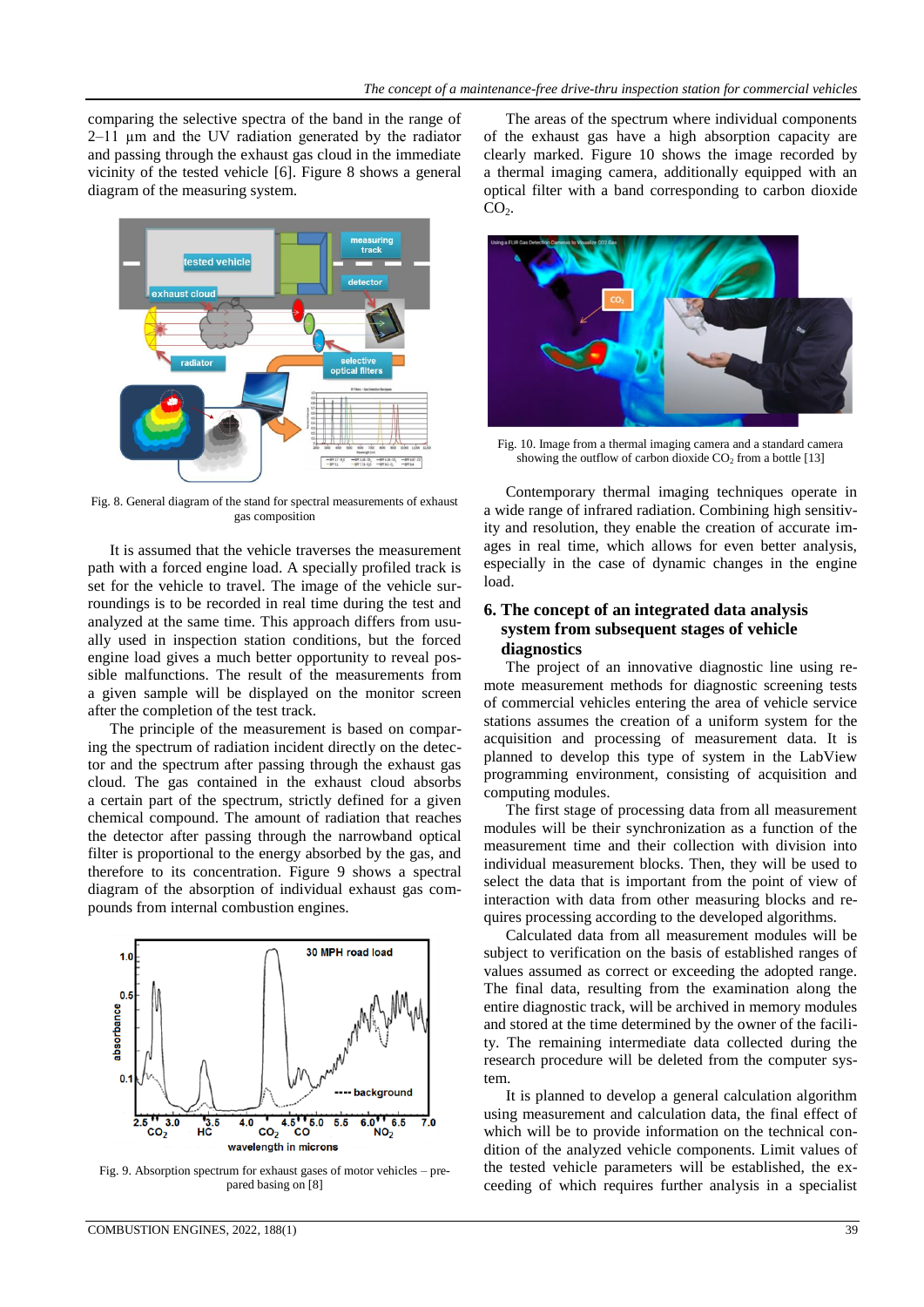comparing the selective spectra of the band in the range of 2–11 µm and the UV radiation generated by the radiator and passing through the exhaust gas cloud in the immediate vicinity of the tested vehicle [6]. Figure 8 shows a general diagram of the measuring system.

Fig. 8. General diagram of the stand for spectral measurements of exhaust gas composition

It is assumed that the vehicle traverses the measurement path with a forced engine load. A specially profiled track is set for the vehicle to travel. The image of the vehicle surroundings is to be recorded in real time during the test and analyzed at the same time. This approach differs from usually used in inspection station conditions, but the forced engine load gives a much better opportunity to reveal possible malfunctions. The result of the measurements from a given sample will be displayed on the monitor screen after the completion of the test track.

The principle of the measurement is based on comparing the spectrum of radiation incident directly on the detector and the spectrum after passing through the exhaust gas cloud. The gas contained in the exhaust cloud absorbs a certain part of the spectrum, strictly defined for a given chemical compound. The amount of radiation that reaches the detector after passing through the narrowband optical filter is proportional to the energy absorbed by the gas, and therefore to its concentration. Figure 9 shows a spectral diagram of the absorption of individual exhaust gas compounds from internal combustion engines.

Fig. 9. Absorption spectrum for exhaust gases of motor vehicles – prepared basing on [8]

The areas of the spectrum where individual components of the exhaust gas have a high absorption capacity are clearly marked. Figure 10 shows the image recorded by a thermal imaging camera, additionally equipped with an optical filter with a band corresponding to carbon dioxide $CO_2$.

Fig. 10. Image from a thermal imaging camera and a standard camera showing the outflow of carbon dioxide $CO_2$ from a bottle [13]

Contemporary thermal imaging techniques operate in a wide range of infrared radiation. Combining high sensitivity and resolution, they enable the creation of accurate images in real time, which allows for even better analysis, especially in the case of dynamic changes in the engine load.

## 6. The concept of an integrated data analysis system from subsequent stages of vehicle diagnostics

The project of an innovative diagnostic line using remote measurement methods for diagnostic screening tests of commercial vehicles entering the area of vehicle service stations assumes the creation of a uniform system for the acquisition and processing of measurement data. It is planned to develop this type of system in the LabView programming environment, consisting of acquisition and computing modules.

The first stage of processing data from all measurement modules will be their synchronization as a function of the measurement time and their collection with division into individual measurement blocks. Then, they will be used to select the data that is important from the point of view of interaction with data from other measuring blocks and requires processing according to the developed algorithms.

Calculated data from all measurement modules will be subject to verification on the basis of established ranges of values assumed as correct or exceeding the adopted range. The final data, resulting from the examination along the entire diagnostic track, will be archived in memory modules and stored at the time determined by the owner of the facility. The remaining intermediate data collected during the research procedure will be deleted from the computer system.

It is planned to develop a general calculation algorithm using measurement and calculation data, the final effect of which will be to provide information on the technical condition of the analyzed vehicle components. Limit values of the tested vehicle parameters will be established, the exceeding of which requires further analysis in a specialist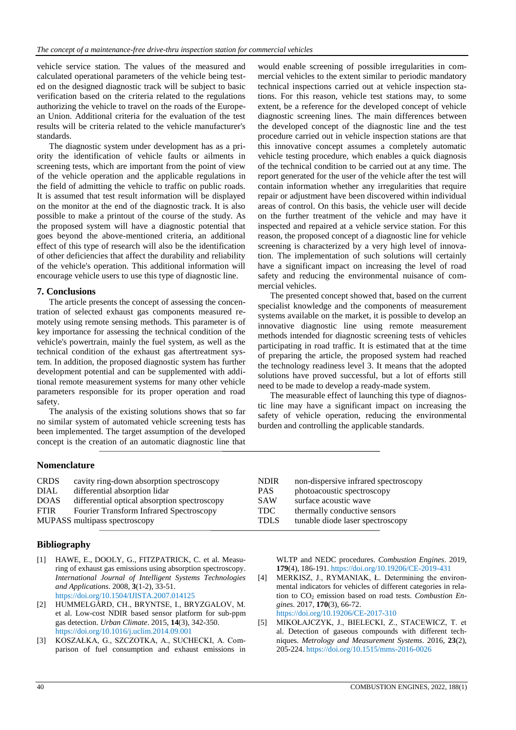vehicle service station. The values of the measured and calculated operational parameters of the vehicle being tested on the designed diagnostic track will be subject to basic verification based on the criteria related to the regulations authorizing the vehicle to travel on the roads of the European Union. Additional criteria for the evaluation of the test results will be criteria related to the vehicle manufacturer's standards.

The diagnostic system under development has as a priority the identification of vehicle faults or ailments in screening tests, which are important from the point of view of the vehicle operation and the applicable regulations in the field of admitting the vehicle to traffic on public roads. It is assumed that test result information will be displayed on the monitor at the end of the diagnostic track. It is also possible to make a printout of the course of the study. As the proposed system will have a diagnostic potential that goes beyond the above-mentioned criteria, an additional effect of this type of research will also be the identification of other deficiencies that affect the durability and reliability of the vehicle's operation. This additional information will encourage vehicle users to use this type of diagnostic line.

## 7. Conclusions

The article presents the concept of assessing the concentration of selected exhaust gas components measured remotely using remote sensing methods. This parameter is of key importance for assessing the technical condition of the vehicle's powertrain, mainly the fuel system, as well as the technical condition of the exhaust gas aftertreatment system. In addition, the proposed diagnostic system has further development potential and can be supplemented with additional remote measurement systems for many other vehicle parameters responsible for its proper operation and road safety.

The analysis of the existing solutions shows that so far no similar system of automated vehicle screening tests has been implemented. The target assumption of the developed concept is the creation of an automatic diagnostic line that would enable screening of possible irregularities in commercial vehicles to the extent similar to periodic mandatory technical inspections carried out at vehicle inspection stations. For this reason, vehicle test stations may, to some extent, be a reference for the developed concept of vehicle diagnostic screening lines. The main differences between the developed concept of the diagnostic line and the test procedure carried out in vehicle inspection stations are that this innovative concept assumes a completely automatic vehicle testing procedure, which enables a quick diagnosis of the technical condition to be carried out at any time. The report generated for the user of the vehicle after the test will contain information whether any irregularities that require repair or adjustment have been discovered within individual areas of control. On this basis, the vehicle user will decide on the further treatment of the vehicle and may have it inspected and repaired at a vehicle service station. For this reason, the proposed concept of a diagnostic line for vehicle screening is characterized by a very high level of innovation. The implementation of such solutions will certainly have a significant impact on increasing the level of road safety and reducing the environmental nuisance of commercial vehicles.

The presented concept showed that, based on the current specialist knowledge and the components of measurement systems available on the market, it is possible to develop an innovative diagnostic line using remote measurement methods intended for diagnostic screening tests of vehicles participating in road traffic. It is estimated that at the time of preparing the article, the proposed system had reached the technology readiness level 3. It means that the adopted solutions have proved successful, but a lot of efforts still need to be made to develop a ready-made system.

The measurable effect of launching this type of diagnostic line may have a significant impact on increasing the safety of vehicle operation, reducing the environmental burden and controlling the applicable standards.

## Nomenclature

| | |
|---|---|
| CRDS | cavity ring-down absorption spectroscopy |
| DIAL | differential absorption lidar |
| DOAS | differential optical absorption spectroscopy |
| FTIR | Fourier Transform Infrared Spectroscopy |
| MUPASS | multipass spectroscopy |
| NDIR | non-dispersive infrared spectroscopy |
| PAS | photoacoustic spectroscopy |
| SAW | surface acoustic wave |
| TDC | thermally conductive sensors |
| TDLS | tunable diode laser spectroscopy |

## Bibliography

[1] HAWE, E., DOOLY, G., FITZPATRICK, C. et al. Measuring of exhaust gas emissions using absorption spectroscopy. *International Journal of Intelligent Systems Technologies and Applications*. 2008, **3**(1-2), 33-51. https://doi.org/10.1504/IJISTA.2007.014125

[2] HUMMELGÅRD, CH., BRYNTSE, I., BRYZGALOV, M. et al. Low-cost NDIR based sensor platform for sub-ppm gas detection. *Urban Climate*. 2015, **14**(3), 342-350. https://doi.org/10.1016/j.uclim.2014.09.001

[3] KOSZAŁKA, G., SZCZOTKA, A., SUCHECKI, A. Comparison of fuel consumption and exhaust emissions in WLTP and NEDC procedures. *Combustion Engines*. 2019, **179**(4), 186-191. https://doi.org/10.19206/CE-2019-431

[4] MERKISZ, J., RYMANIAK, Ł. Determining the environmental indicators for vehicles of different categories in relation to $CO_2$ emission based on road tests. *Combustion Engines*. 2017, **170**(3), 66-72. https://doi.org/10.19206/CE-2017-310

[5] MIKOŁAJCZYK, J., BIELECKI, Z., STACEWICZ, T. et al. Detection of gaseous compounds with different techniques. *Metrology and Measurement Systems*. 2016, **23**(2), 205-224. https://doi.org/10.1515/mms-2016-0026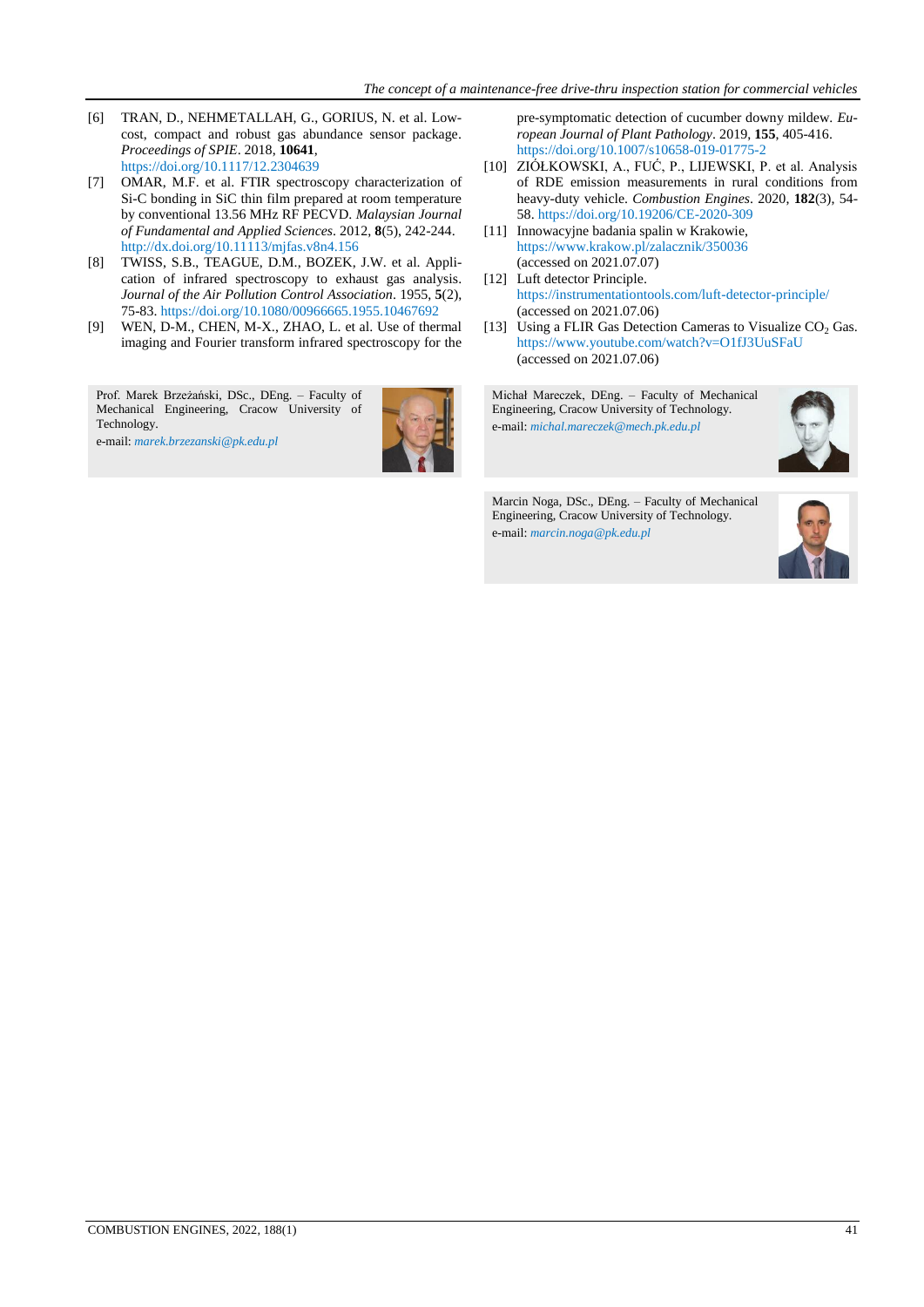[6] TRAN, D., NEHMETALLAH, G., GORIUS, N. et al. Low-cost, compact and robust gas abundance sensor package. *Proceedings of SPIE*. 2018, **10641**, https://doi.org/10.1117/12.2304639

[7] OMAR, M.F. et al. FTIR spectroscopy characterization of Si-C bonding in SiC thin film prepared at room temperature by conventional 13.56 MHz RF PECVD. *Malaysian Journal of Fundamental and Applied Sciences*. 2012, **8**(5), 242-244. http://dx.doi.org/10.11113/mjfas.v8n4.156

[8] TWISS, S.B., TEAGUE, D.M., BOZEK, J.W. et al. Application of infrared spectroscopy to exhaust gas analysis. *Journal of the Air Pollution Control Association*. 1955, **5**(2), 75-83. https://doi.org/10.1080/00966665.1955.10467692

[9] WEN, D-M., CHEN, M-X., ZHAO, L. et al. Use of thermal imaging and Fourier transform infrared spectroscopy for the pre-symptomatic detection of cucumber downy mildew. *European Journal of Plant Pathology*. 2019, **155**, 405-416. https://doi.org/10.1007/s10658-019-01775-2

[10] ZIÓŁKOWSKI, A., FUĆ, P., LIJEWSKI, P. et al. Analysis of RDE emission measurements in rural conditions from heavy-duty vehicle. *Combustion Engines*. 2020, **182**(3), 54-58. https://doi.org/10.19206/CE-2020-309

[11] Innowacyjne badania spalin w Krakowie, https://www.krakow.pl/zalacznik/350036 (accessed on 2021.07.07)

[12] Luft detector Principle. https://instrumentationtools.com/luft-detector-principle/ (accessed on 2021.07.06)

[13] Using a FLIR Gas Detection Cameras to Visualize $CO_2$ Gas. https://www.youtube.com/watch?v=O1fJ3UuSFaU (accessed on 2021.07.06)

Prof. Marek Brzeżański, DSc., DEng. – Faculty of Mechanical Engineering, Cracow University of Technology.
e-mail: *marek.brzezanski@pk.edu.pl*

Michał Mareczek, DEng. – Faculty of Mechanical Engineering, Cracow University of Technology.
e-mail: *michal.mareczek@mech.pk.edu.pl*

Marcin Noga, DSc., DEng. – Faculty of Mechanical Engineering, Cracow University of Technology.
e-mail: *marcin.noga@pk.edu.pl*